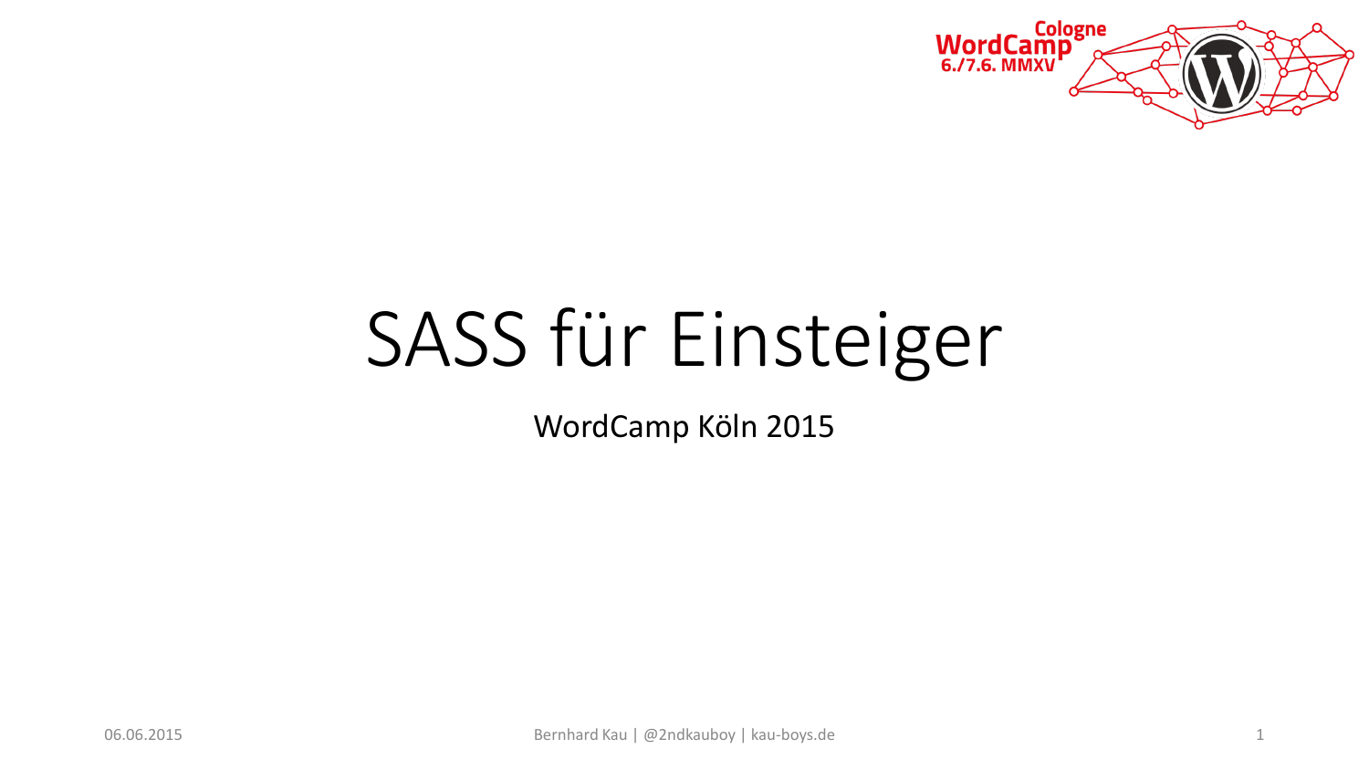# SASS für Einsteiger

WordCamp Köln 2015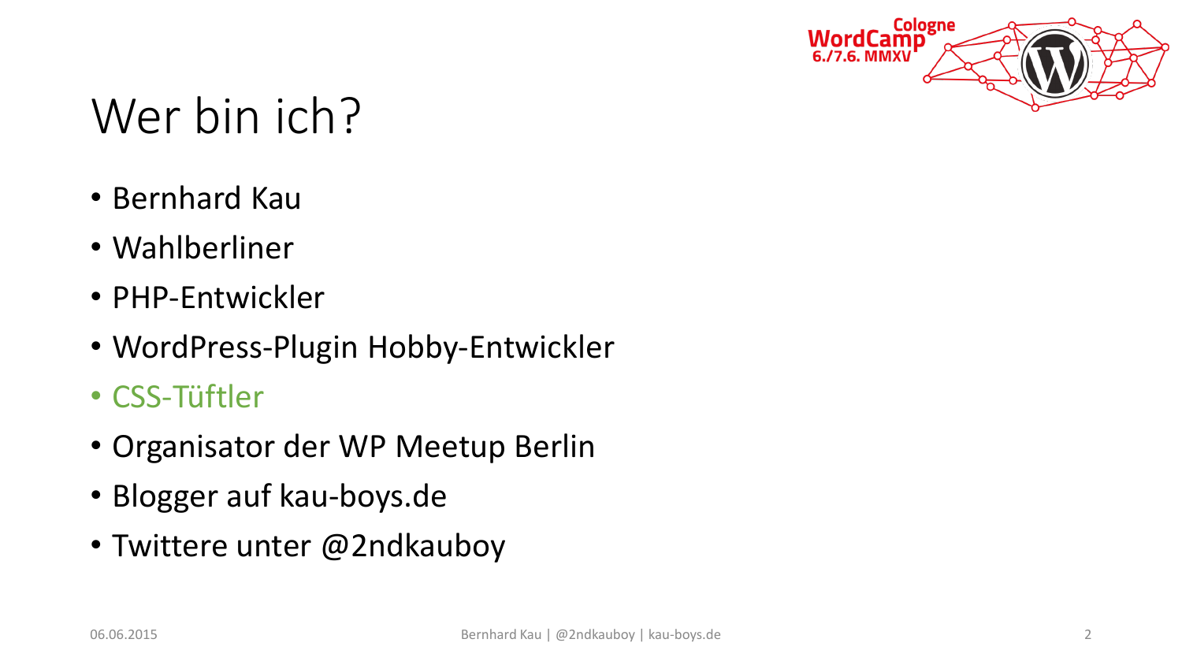# Wer bin ich?

- Bernhard Kau
- Wahlberliner
- PHP-Entwickler
- WordPress-Plugin Hobby-Entwickler
- CSS-Tüftler
- Organisator der WP Meetup Berlin
- Blogger auf kau-boys.de
- Twittere unter @2ndkauboy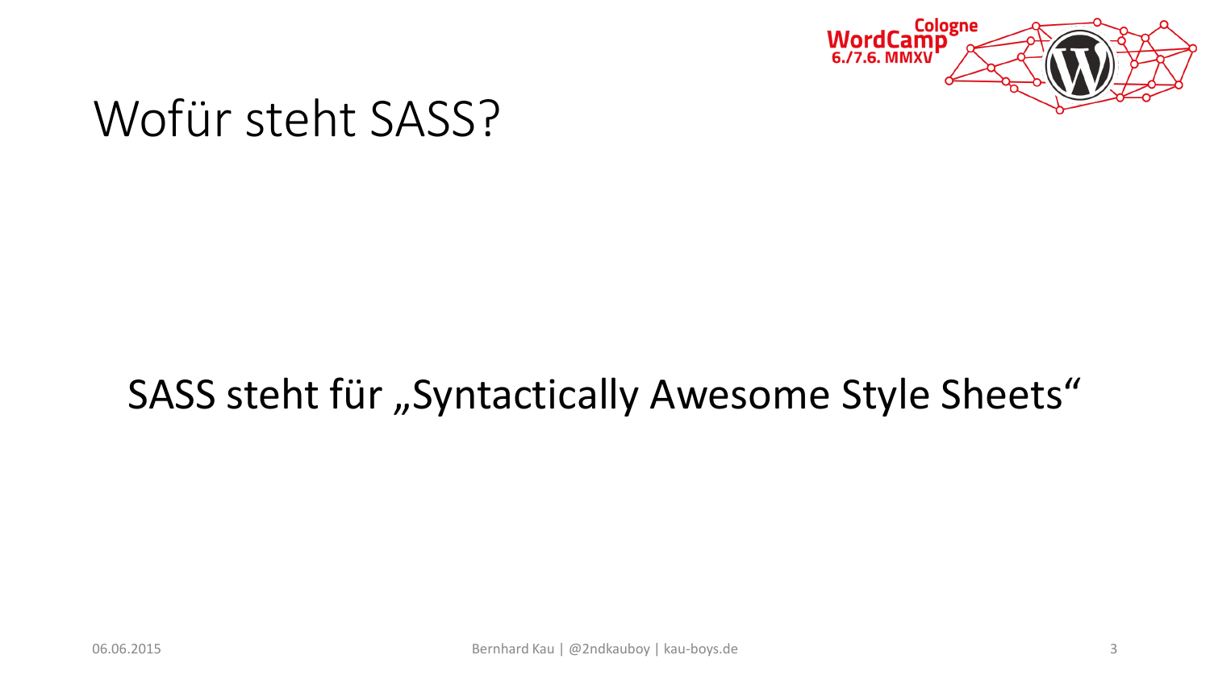# Wofür steht SASS?

SASS steht für „Syntactically Awesome Style Sheets“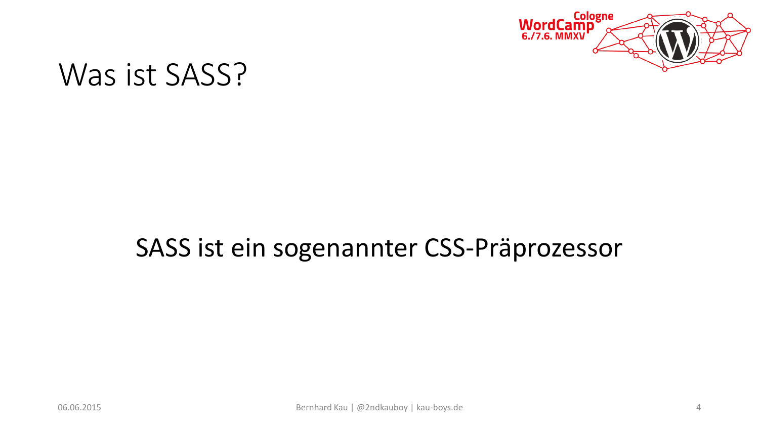# Was ist SASS?

SASS ist ein sogenannter CSS-Präprozessor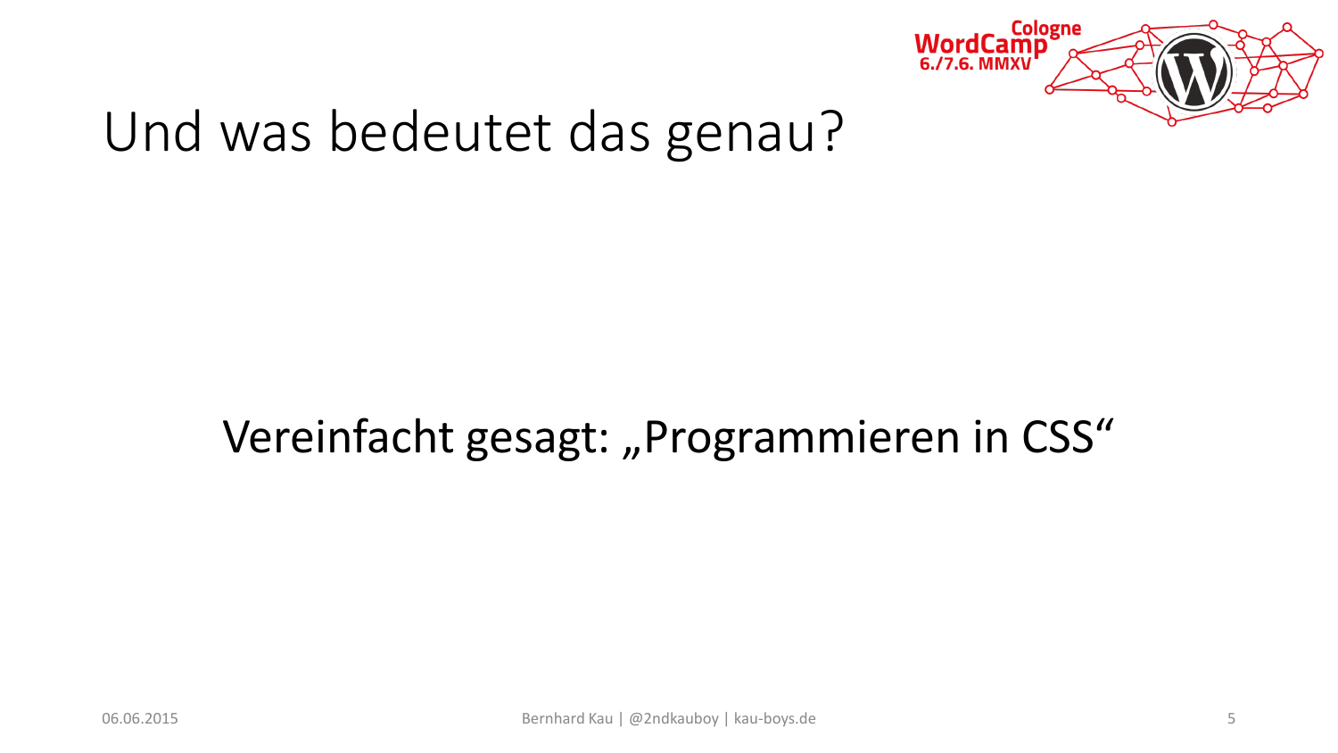# Und was bedeutet das genau?

Vereinfacht gesagt: „Programmieren in CSS“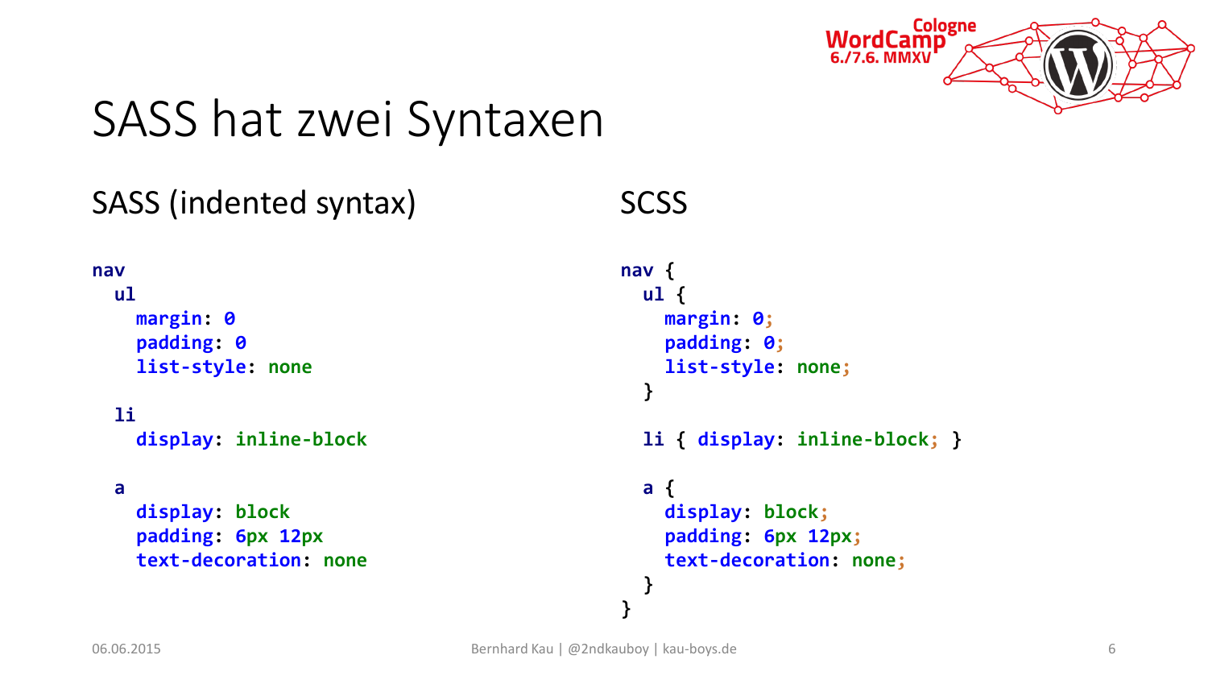# SASS hat zwei Syntaxen

## SASS (indented syntax)

```sass
nav
  ul
    margin: 0
    padding: 0
    list-style: none

  li
    display: inline-block

  a
    display: block
    padding: 6px 12px
    text-decoration: none
```

## SCSS

```scss
nav {
  ul {
    margin: 0;
    padding: 0;
    list-style: none;
  }

  li { display: inline-block; }

  a {
    display: block;
    padding: 6px 12px;
    text-decoration: none;
  }
}
```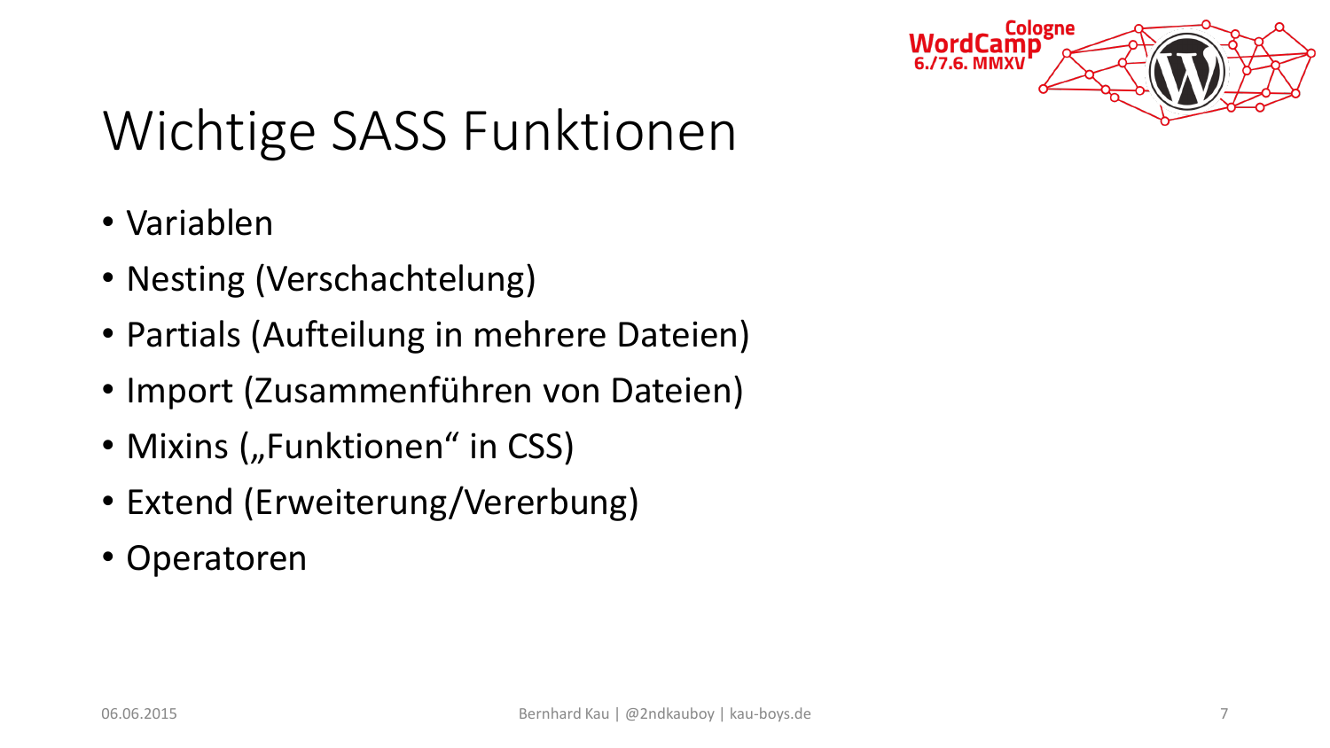# Wichtige SASS Funktionen

- Variablen
- Nesting (Verschachtelung)
- Partials (Aufteilung in mehrere Dateien)
- Import (Zusammenführen von Dateien)
- Mixins („Funktionen“ in CSS)
- Extend (Erweiterung/Vererbung)
- Operatoren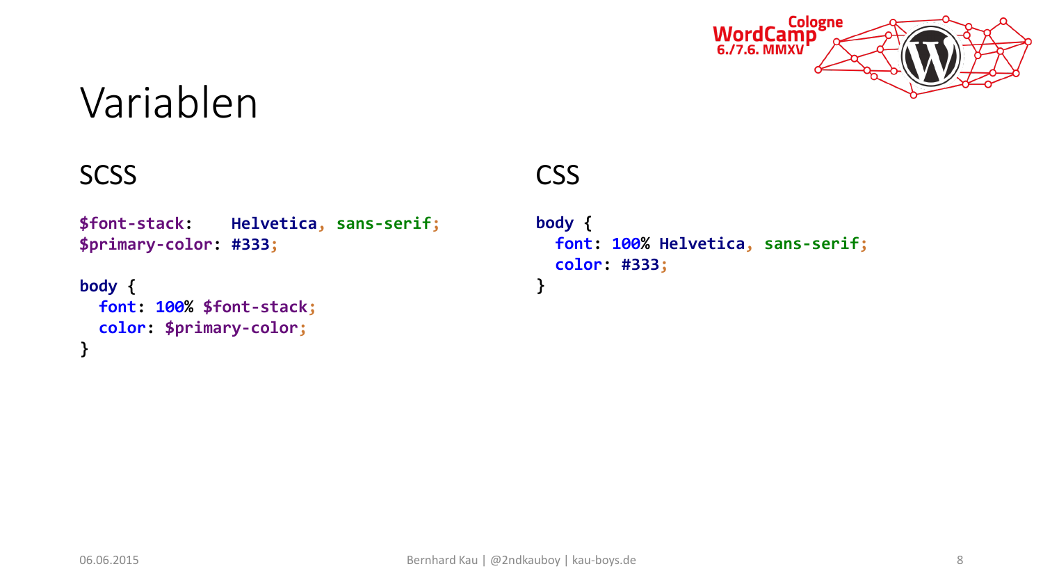# Variablen

## SCSS

```scss
$font-stack:    Helvetica, sans-serif;
$primary-color: #333;

body {
  font: 100% $font-stack;
  color: $primary-color;
}
```

## CSS

```css
body {
  font: 100% Helvetica, sans-serif;
  color: #333;
}
```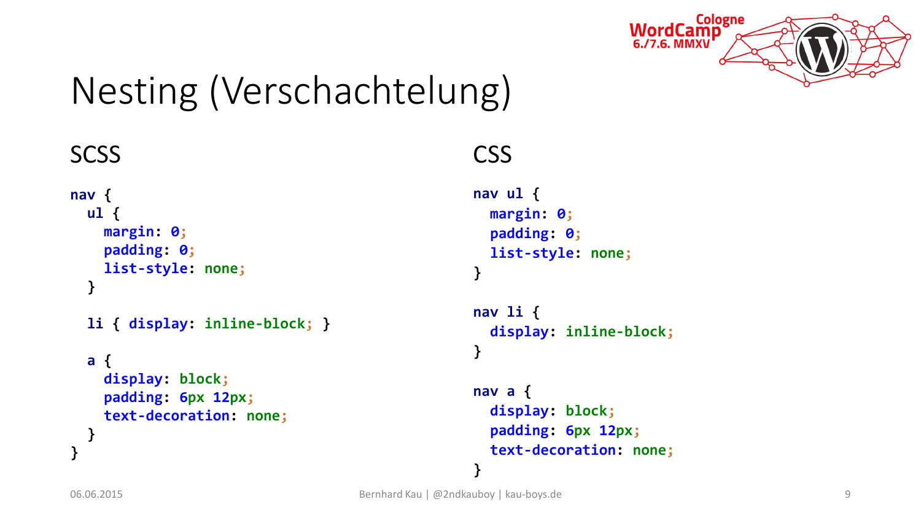# Nesting (Verschachtelung)

## SCSS

```scss
nav {
  ul {
    margin: 0;
    padding: 0;
    list-style: none;
  }

  li { display: inline-block; }

  a {
    display: block;
    padding: 6px 12px;
    text-decoration: none;
  }
}
```

## CSS

```css
nav ul {
  margin: 0;
  padding: 0;
  list-style: none;
}

nav li {
  display: inline-block;
}

nav a {
  display: block;
  padding: 6px 12px;
  text-decoration: none;
}
```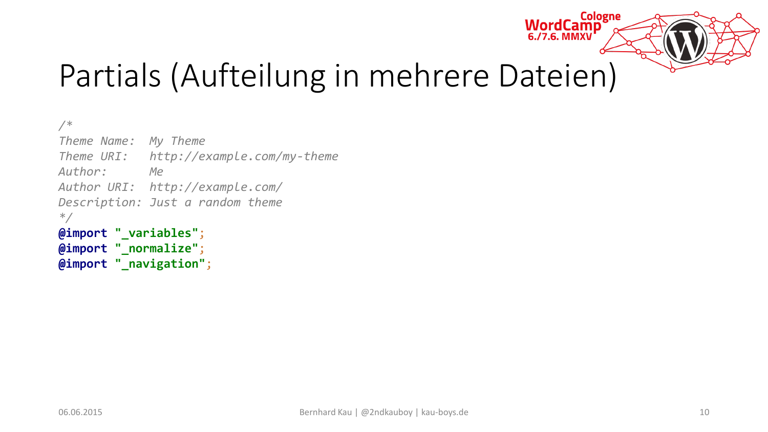# Partials (Aufteilung in mehrere Dateien)

```
/*
Theme Name:  My Theme
Theme URI:   http://example.com/my-theme
Author:      Me
Author URI:  http://example.com/
Description: Just a random theme
*/
@import "_variables";
@import "_normalize";
@import "_navigation";
```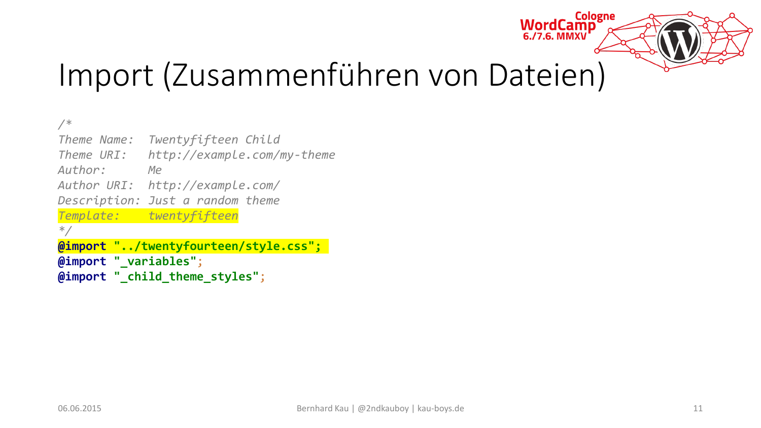# Import (Zusammenführen von Dateien)

```
/*
Theme Name:  Twentyfifteen Child
Theme URI:   http://example.com/my-theme
Author:      Me
Author URI:  http://example.com/
Description: Just a random theme
Template:    twentyfifteen
*/
@import "../twentyfourteen/style.css";
@import "_variables";
@import "_child_theme_styles";
```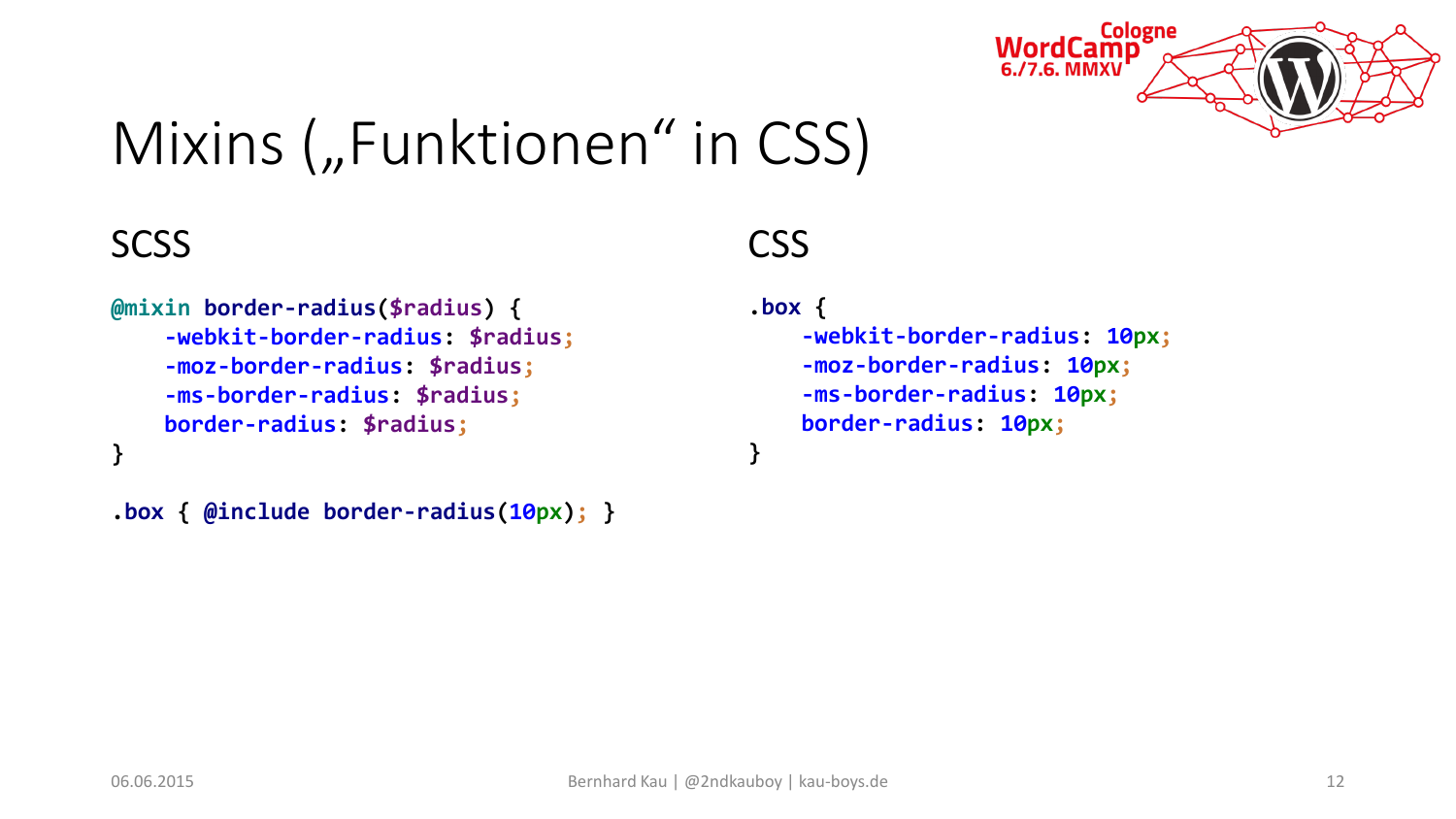# Mixins („Funktionen“ in CSS)

## SCSS

```scss
@mixin border-radius($radius) {
    -webkit-border-radius: $radius;
    -moz-border-radius: $radius;
    -ms-border-radius: $radius;
    border-radius: $radius;
}

.box { @include border-radius(10px); }
```

## CSS

```css
.box {
    -webkit-border-radius: 10px;
    -moz-border-radius: 10px;
    -ms-border-radius: 10px;
    border-radius: 10px;
}
```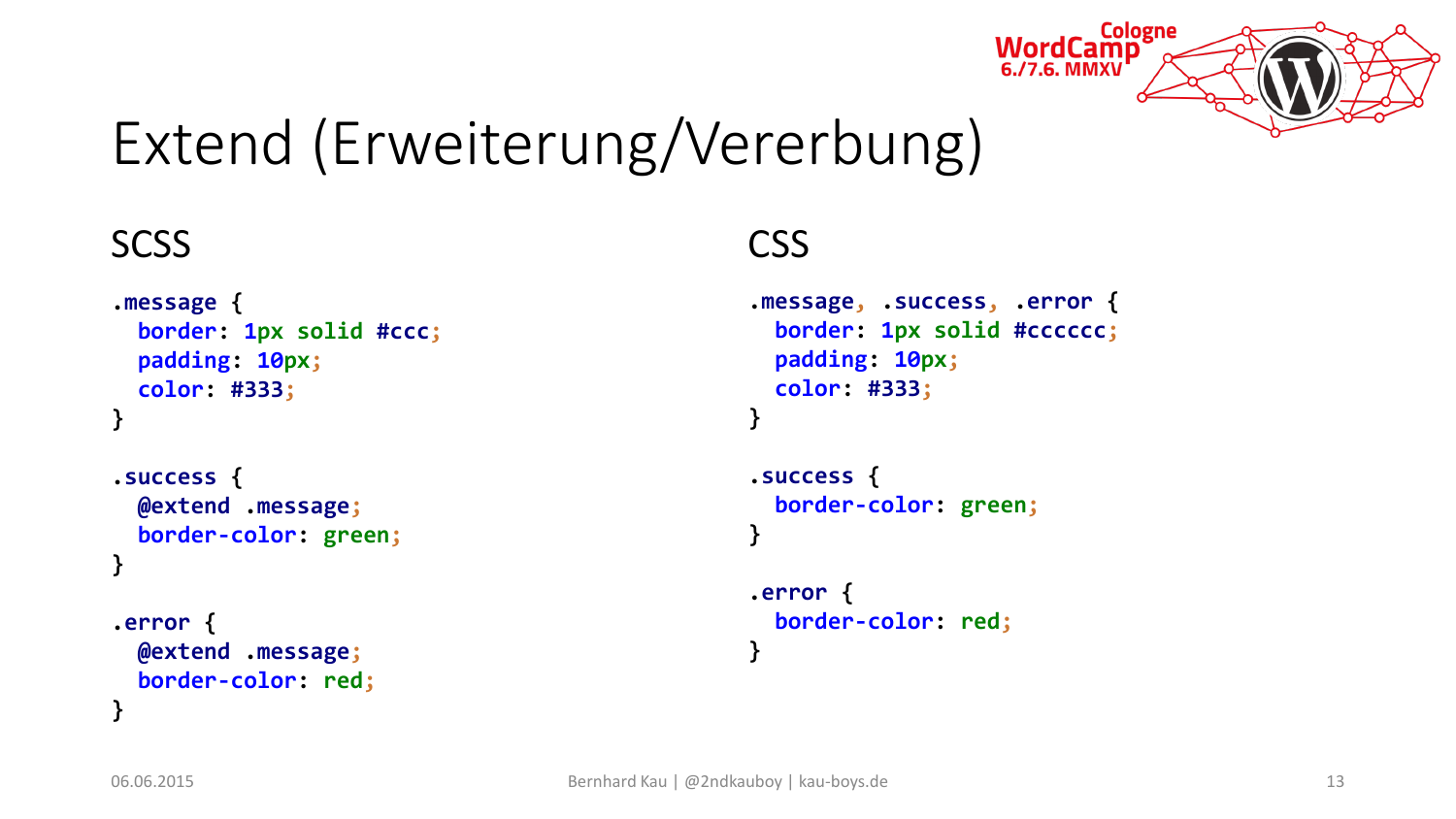# Extend (Erweiterung/Vererbung)

## SCSS

```scss
.message {
  border: 1px solid #ccc;
  padding: 10px;
  color: #333;
}

.success {
  @extend .message;
  border-color: green;
}

.error {
  @extend .message;
  border-color: red;
}
```

## CSS

```css
.message, .success, .error {
  border: 1px solid #cccccc;
  padding: 10px;
  color: #333;
}

.success {
  border-color: green;
}

.error {
  border-color: red;
}
```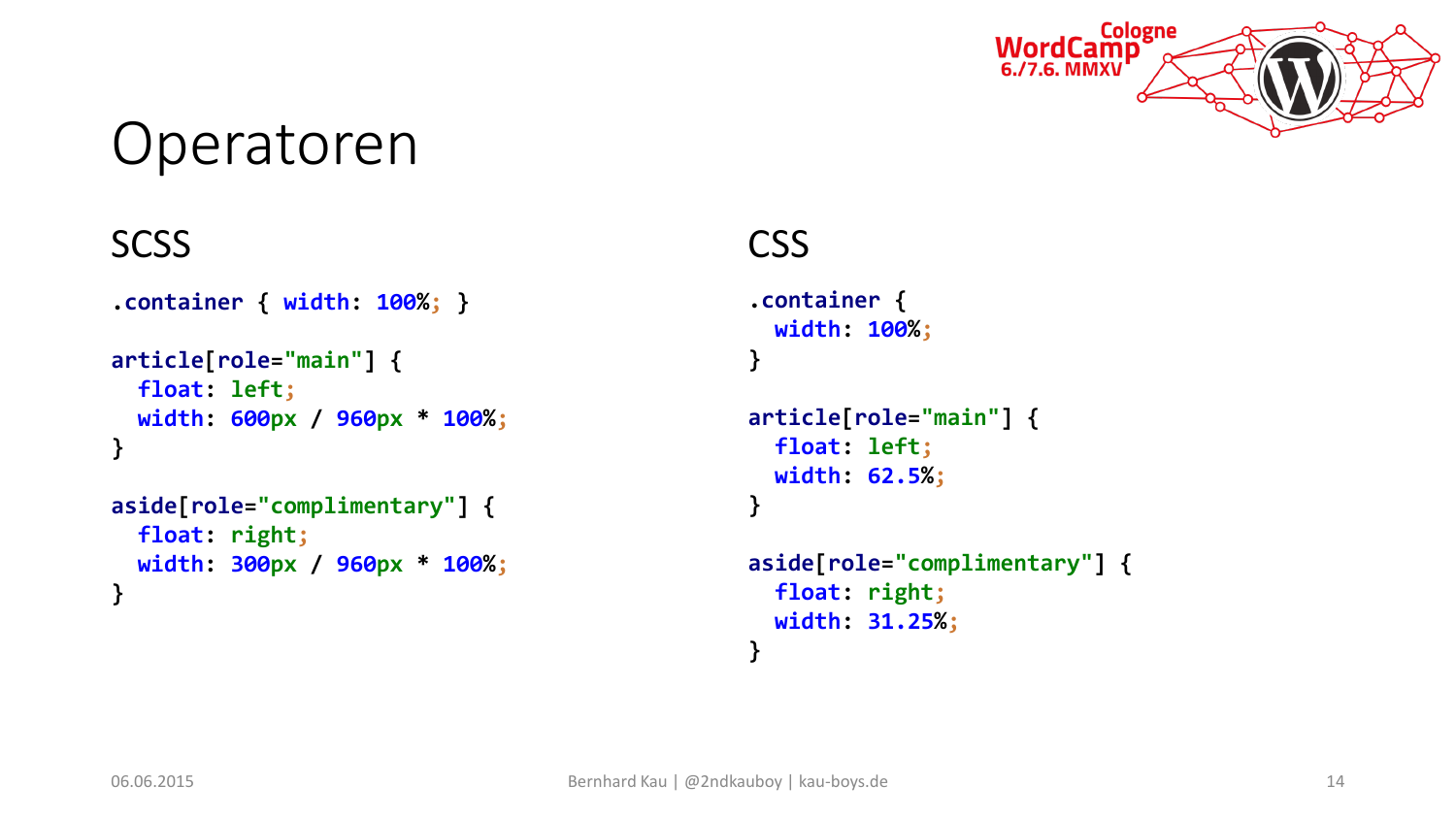# Operatoren

## SCSS

```scss
.container { width: 100%; }

article[role="main"] {
  float: left;
  width: 600px / 960px * 100%;
}

aside[role="complimentary"] {
  float: right;
  width: 300px / 960px * 100%;
}
```

## CSS

```css
.container {
  width: 100%;
}

article[role="main"] {
  float: left;
  width: 62.5%;
}

aside[role="complimentary"] {
  float: right;
  width: 31.25%;
}
```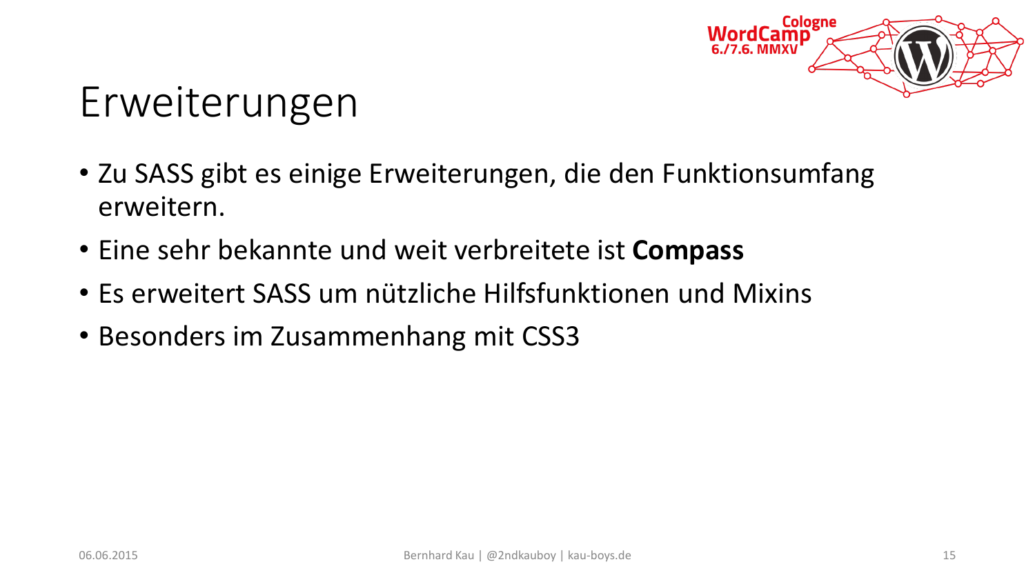# Erweiterungen

- Zu SASS gibt es einige Erweiterungen, die den Funktionsumfang erweitern.
- Eine sehr bekannte und weit verbreitete ist **Compass**
- Es erweitert SASS um nützliche Hilfsfunktionen und Mixins
- Besonders im Zusammenhang mit CSS3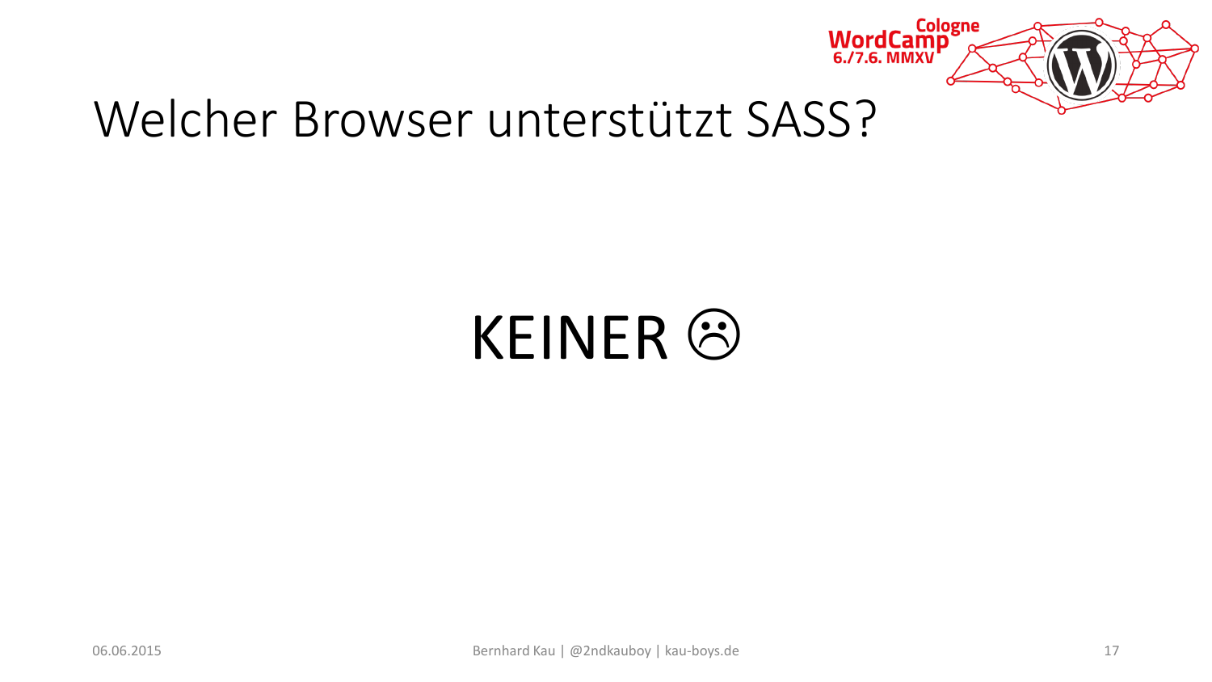# Welcher Browser unterstützt SASS?

KEINER ☹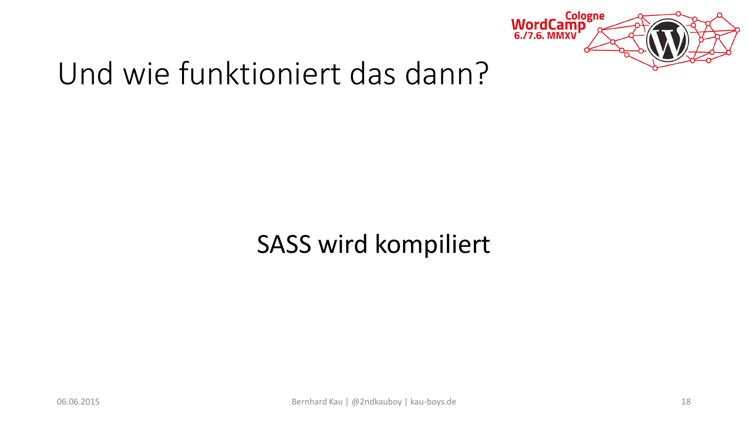# Und wie funktioniert das dann?

SASS wird kompiliert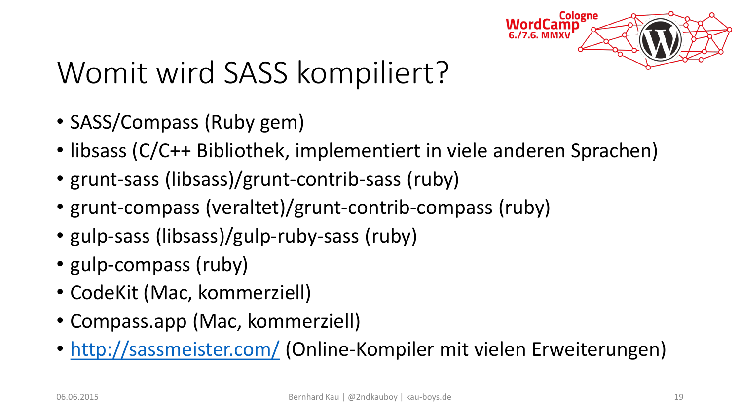# Womit wird SASS kompiliert?

- SASS/Compass (Ruby gem)
- libsass (C/C++ Bibliothek, implementiert in viele anderen Sprachen)
- grunt-sass (libsass)/grunt-contrib-sass (ruby)
- grunt-compass (veraltet)/grunt-contrib-compass (ruby)
- gulp-sass (libsass)/gulp-ruby-sass (ruby)
- gulp-compass (ruby)
- CodeKit (Mac, kommerziell)
- Compass.app (Mac, kommerziell)
- [http://sassmeister.com/](http://sassmeister.com/) (Online-Kompiler mit vielen Erweiterungen)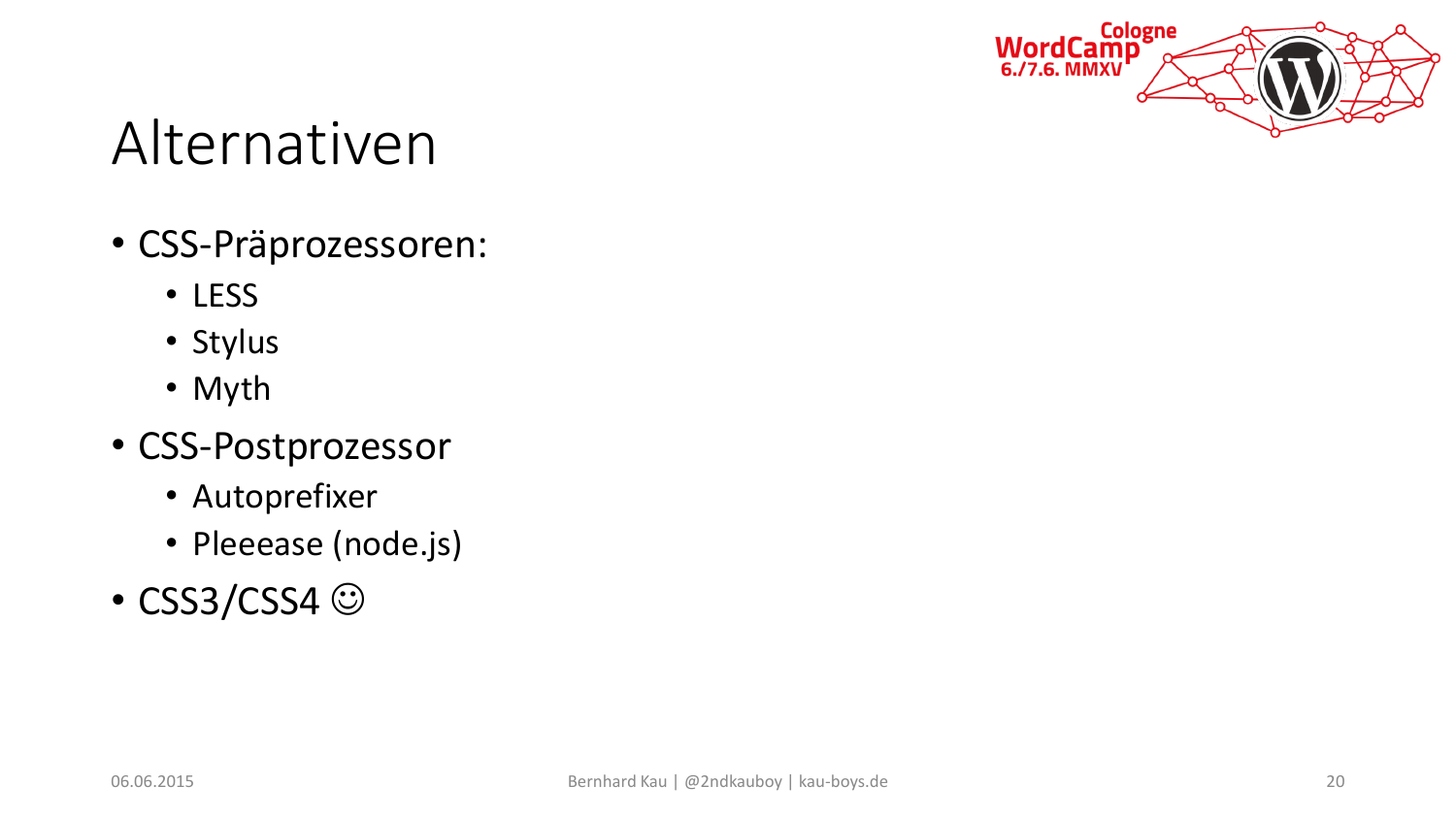# Alternativen

- CSS-Präprozessoren:
  - LESS
  - Stylus
  - Myth
- CSS-Postprozessor
  - Autoprefixer
  - Pleeease (node.js)
- CSS3/CSS4 ☺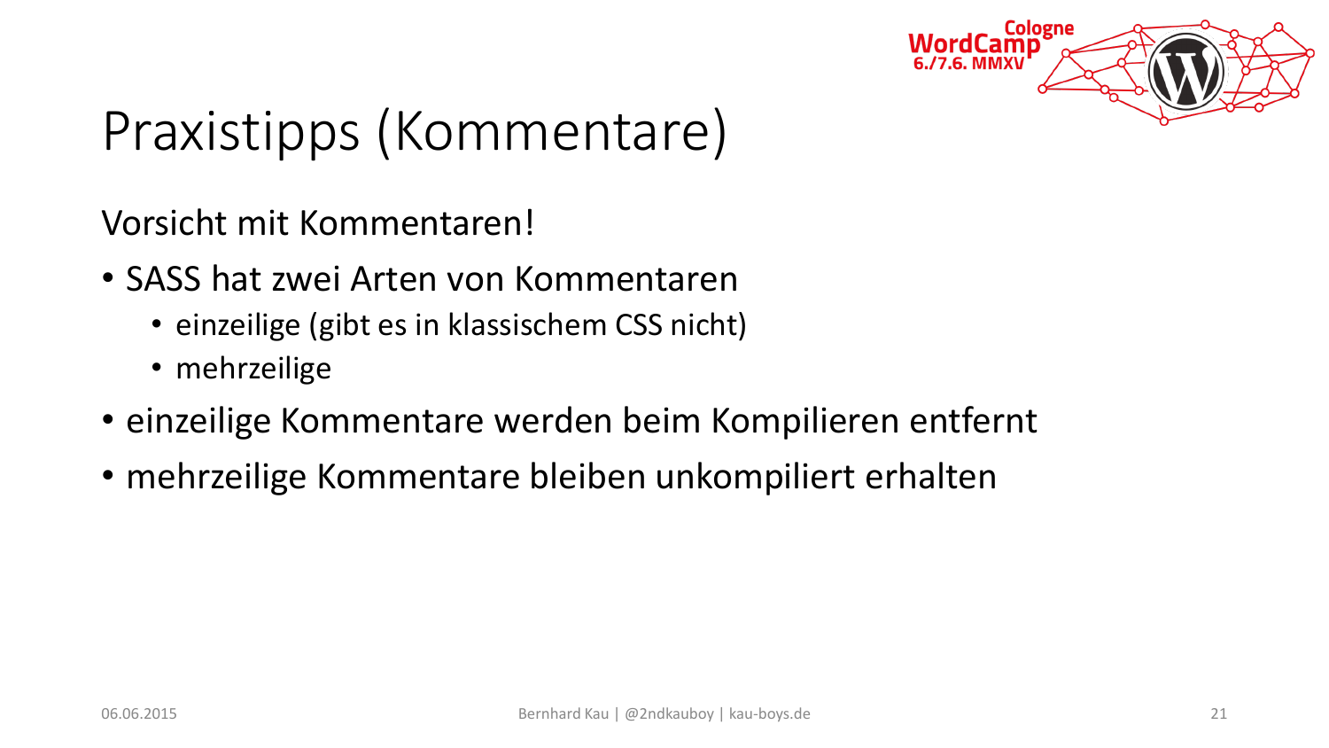# Praxistipps (Kommentare)

Vorsicht mit Kommentaren!

- SASS hat zwei Arten von Kommentaren
  - einzeilige (gibt es in klassischem CSS nicht)
  - mehrzeilige
- einzeilige Kommentare werden beim Kompilieren entfernt
- mehrzeilige Kommentare bleiben unkompiliert erhalten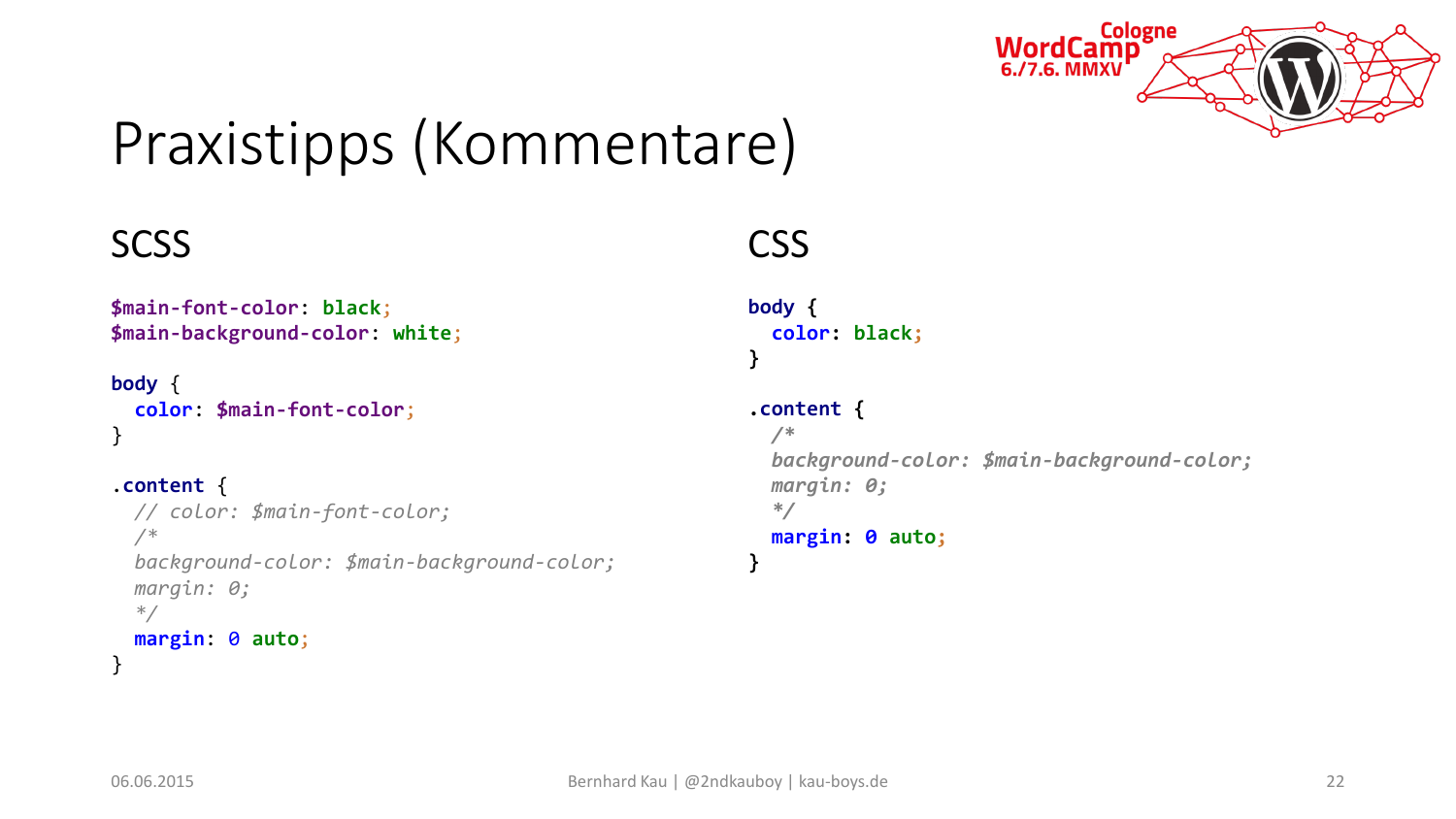# Praxistipps (Kommentare)

## SCSS

```scss
$main-font-color: black;
$main-background-color: white;

body {
  color: $main-font-color;
}

.content {
  // color: $main-font-color;
  /*
  background-color: $main-background-color;
  margin: 0;
  */
  margin: 0 auto;
}
```

## CSS

```css
body {
  color: black;
}

.content {
  /*
  background-color: $main-background-color;
  margin: 0;
  */
  margin: 0 auto;
}
```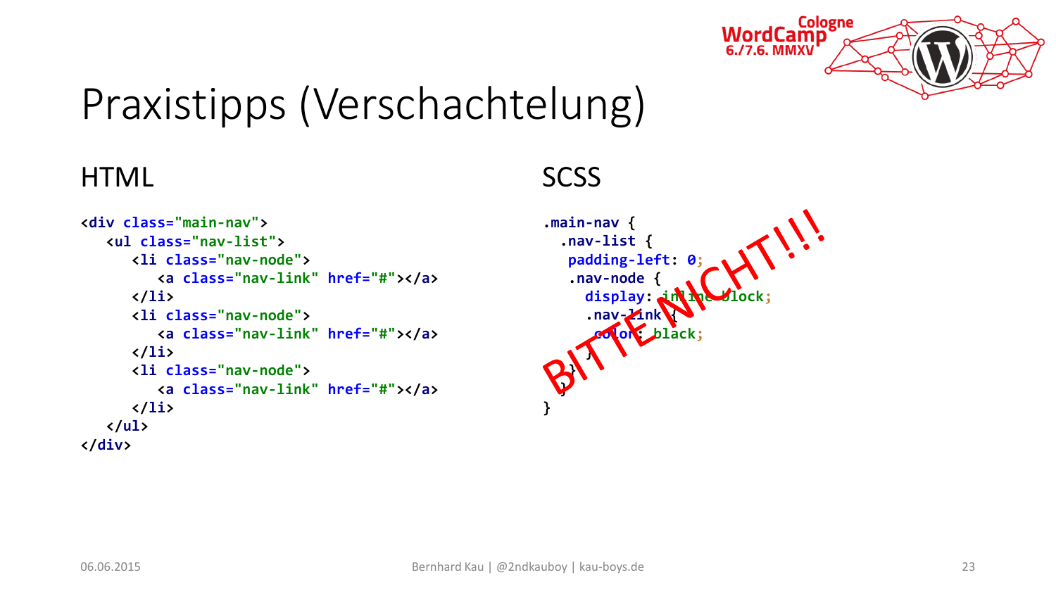# Praxistipps (Verschachtelung)

## HTML

```html
<div class="main-nav">
   <ul class="nav-list">
      <li class="nav-node">
         <a class="nav-link" href="#"></a>
      </li>
      <li class="nav-node">
         <a class="nav-link" href="#"></a>
      </li>
      <li class="nav-node">
         <a class="nav-link" href="#"></a>
      </li>
   </ul>
</div>
```

## SCSS

```scss
.main-nav {
  .nav-list {
   padding-left: 0;
   .nav-node {
     display: inline-block;
     .nav-link {
       color: black;
     }
   }
  }
}
```

BITTE NICHT!!!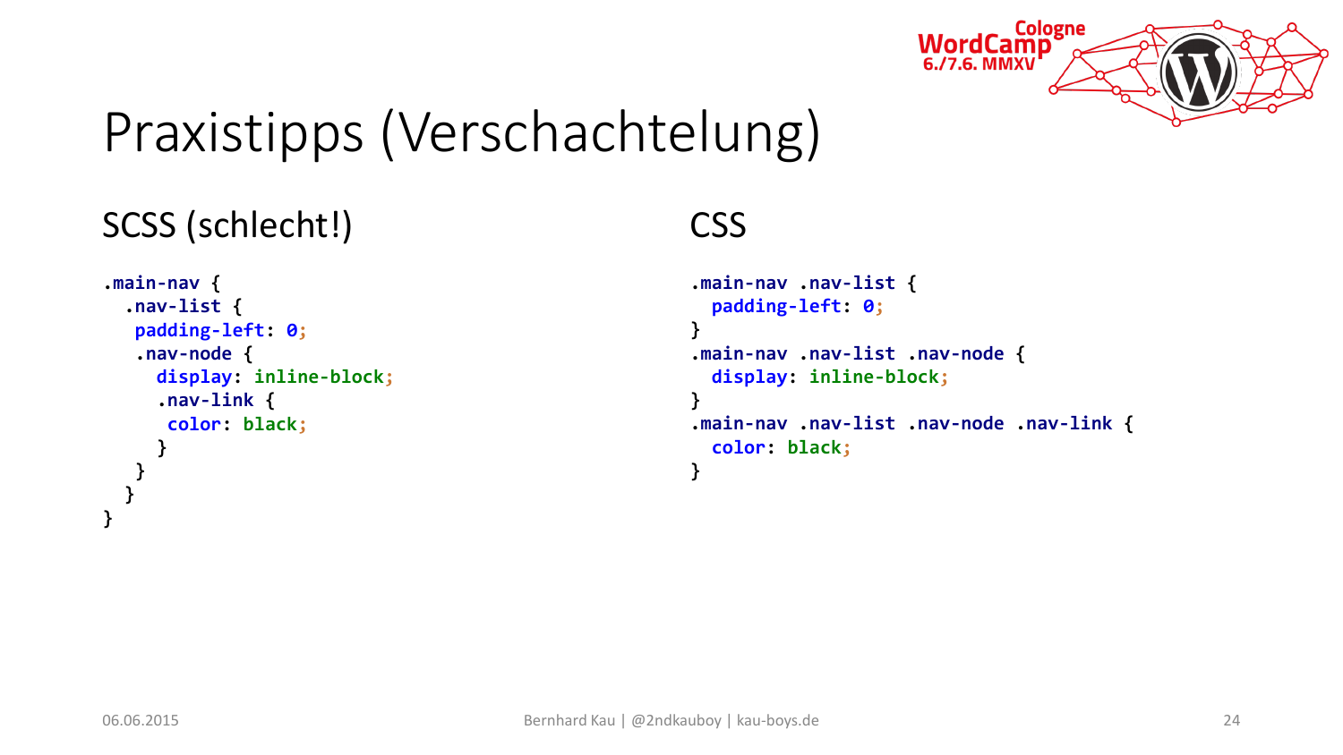# Praxistipps (Verschachtelung)

## SCSS (schlecht!)

```scss
.main-nav {
  .nav-list {
   padding-left: 0;
   .nav-node {
     display: inline-block;
     .nav-link {
      color: black;
     }
   }
  }
}
```

## CSS

```css
.main-nav .nav-list {
  padding-left: 0;
}
.main-nav .nav-list .nav-node {
  display: inline-block;
}
.main-nav .nav-list .nav-node .nav-link {
  color: black;
}
```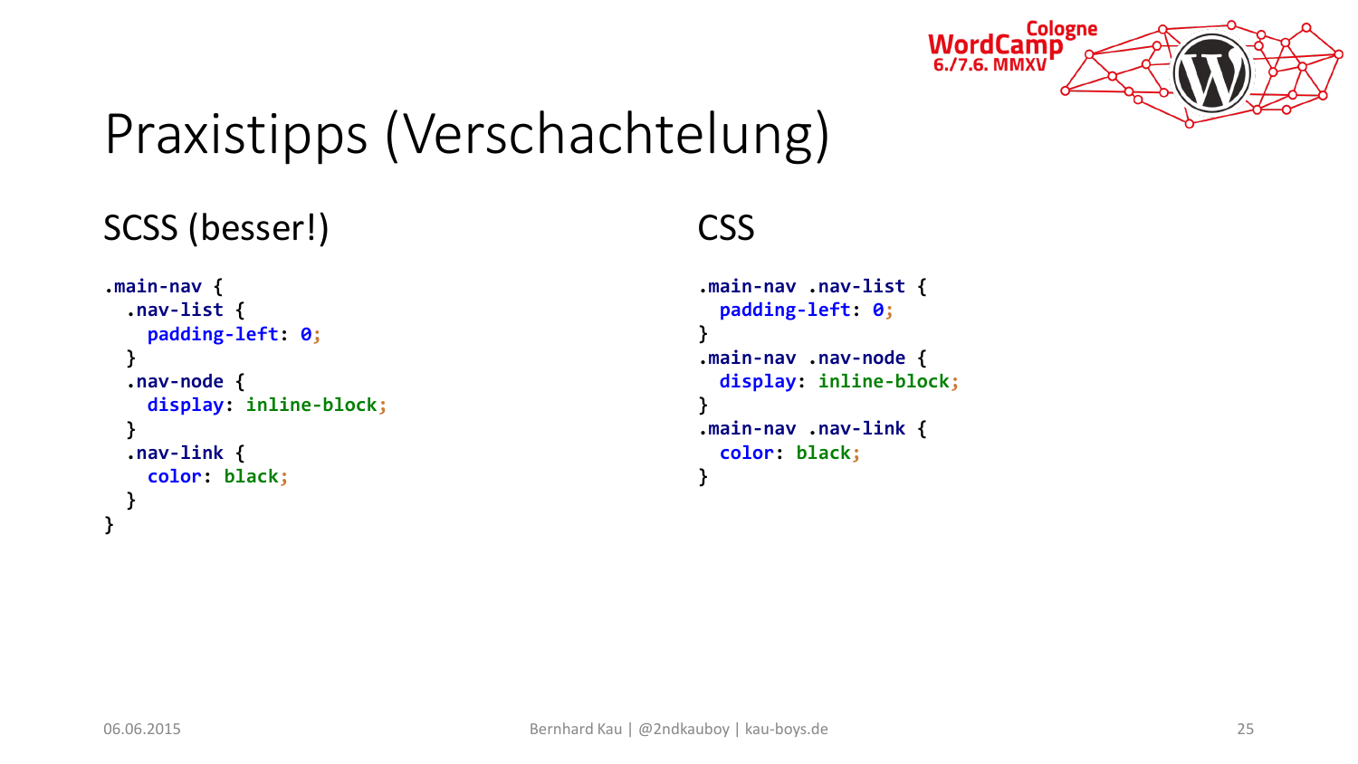# Praxistipps (Verschachtelung)

## SCSS (besser!)

```scss
.main-nav {
  .nav-list {
    padding-left: 0;
  }
  .nav-node {
    display: inline-block;
  }
  .nav-link {
    color: black;
  }
}
```

## CSS

```css
.main-nav .nav-list {
  padding-left: 0;
}
.main-nav .nav-node {
  display: inline-block;
}
.main-nav .nav-link {
  color: black;
}
```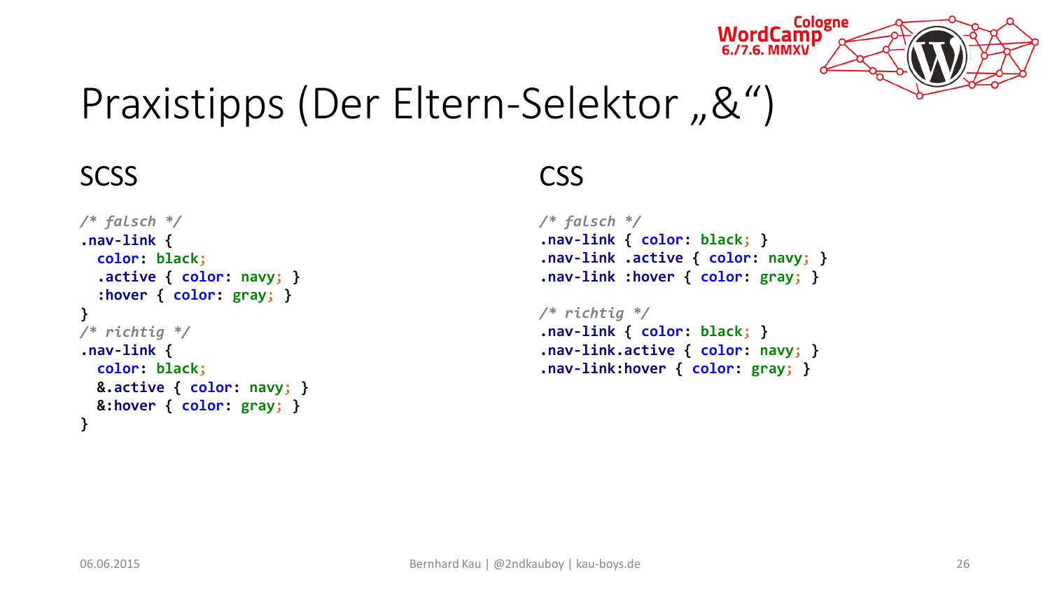# Praxistipps (Der Eltern-Selektor „&“)

## SCSS

```scss
/* falsch */
.nav-link {
  color: black;
  .active { color: navy; }
  :hover { color: gray; }
}
/* richtig */
.nav-link {
  color: black;
  &.active { color: navy; }
  &:hover { color: gray; }
}
```

## CSS

```css
/* falsch */
.nav-link { color: black; }
.nav-link .active { color: navy; }
.nav-link :hover { color: gray; }

/* richtig */
.nav-link { color: black; }
.nav-link.active { color: navy; }
.nav-link:hover { color: gray; }
```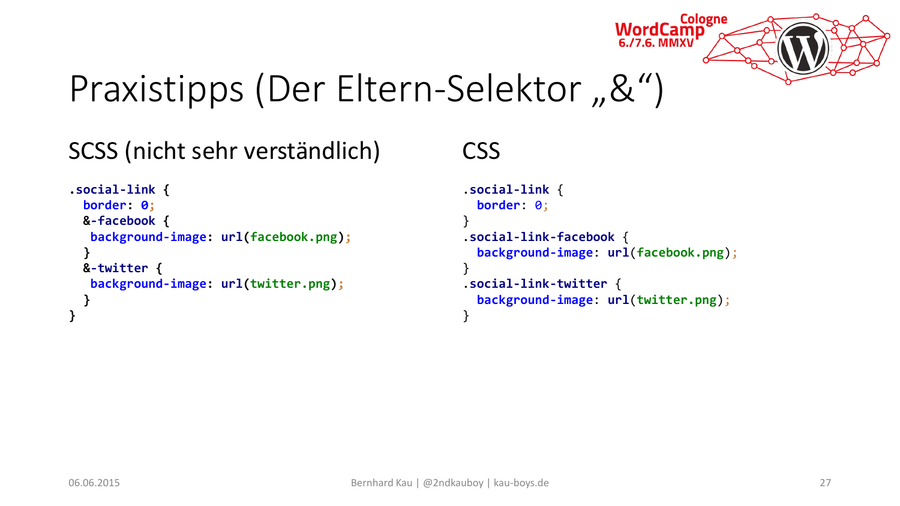# Praxistipps (Der Eltern-Selektor „&“)

## SCSS (nicht sehr verständlich)

```scss
.social-link {
  border: 0;
  &-facebook {
   background-image: url(facebook.png);
  }
  &-twitter {
   background-image: url(twitter.png);
  }
}
```

## CSS

```css
.social-link {
  border: 0;
}
.social-link-facebook {
  background-image: url(facebook.png);
}
.social-link-twitter {
  background-image: url(twitter.png);
}
```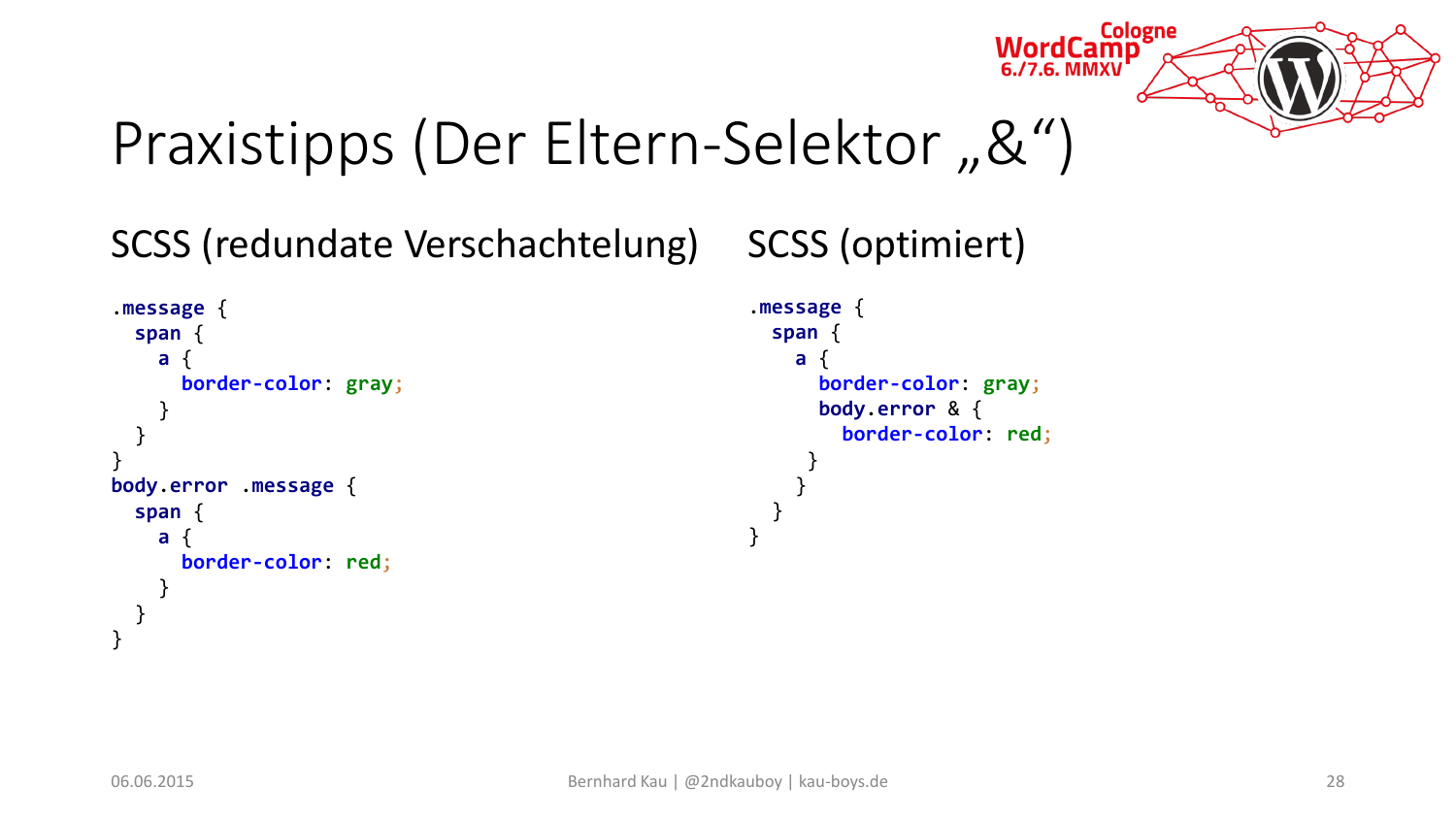# Praxistipps (Der Eltern-Selektor „&“)

## SCSS (redundate Verschachtelung)

```scss
.message {
  span {
    a {
      border-color: gray;
    }
  }
}
body.error .message {
  span {
    a {
      border-color: red;
    }
  }
}
```

## SCSS (optimiert)

```scss
.message {
  span {
    a {
      border-color: gray;
      body.error & {
        border-color: red;
      }
    }
  }
}
```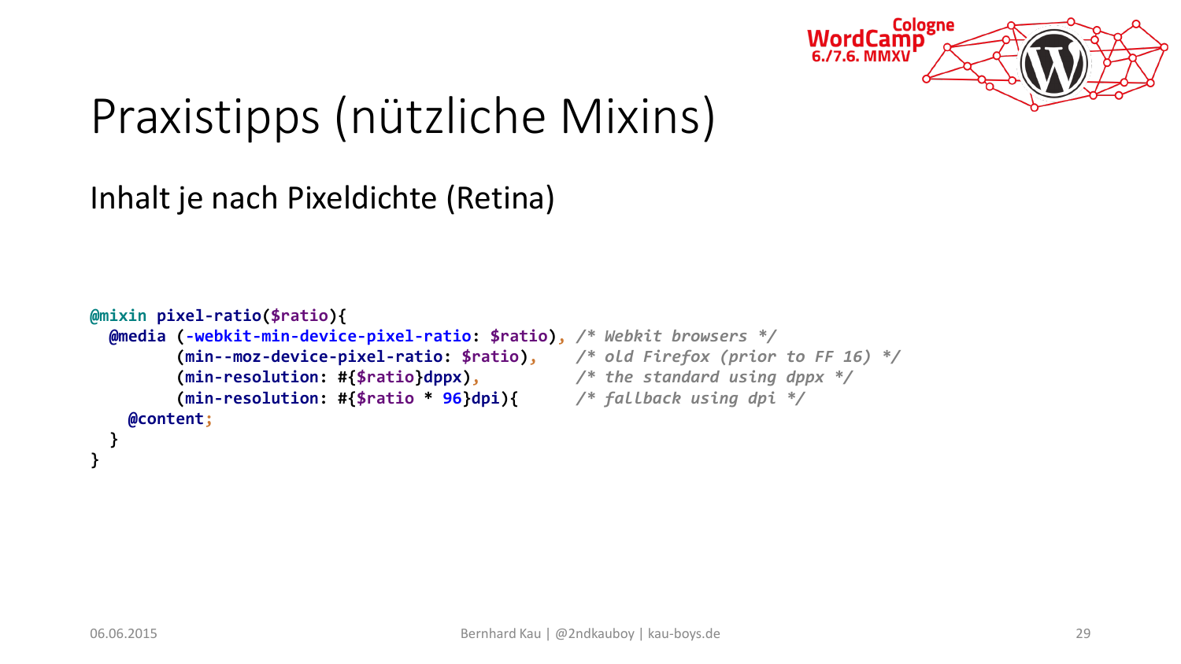# Praxistipps (nützliche Mixins)

## Inhalt je nach Pixeldichte (Retina)

```
@mixin pixel-ratio($ratio){
  @media (-webkit-min-device-pixel-ratio: $ratio), /* Webkit browsers */
         (min--moz-device-pixel-ratio: $ratio),    /* old Firefox (prior to FF 16) */
         (min-resolution: #{$ratio}dppx),          /* the standard using dppx */
         (min-resolution: #{$ratio * 96}dpi){      /* fallback using dpi */
    @content;
  }
}
```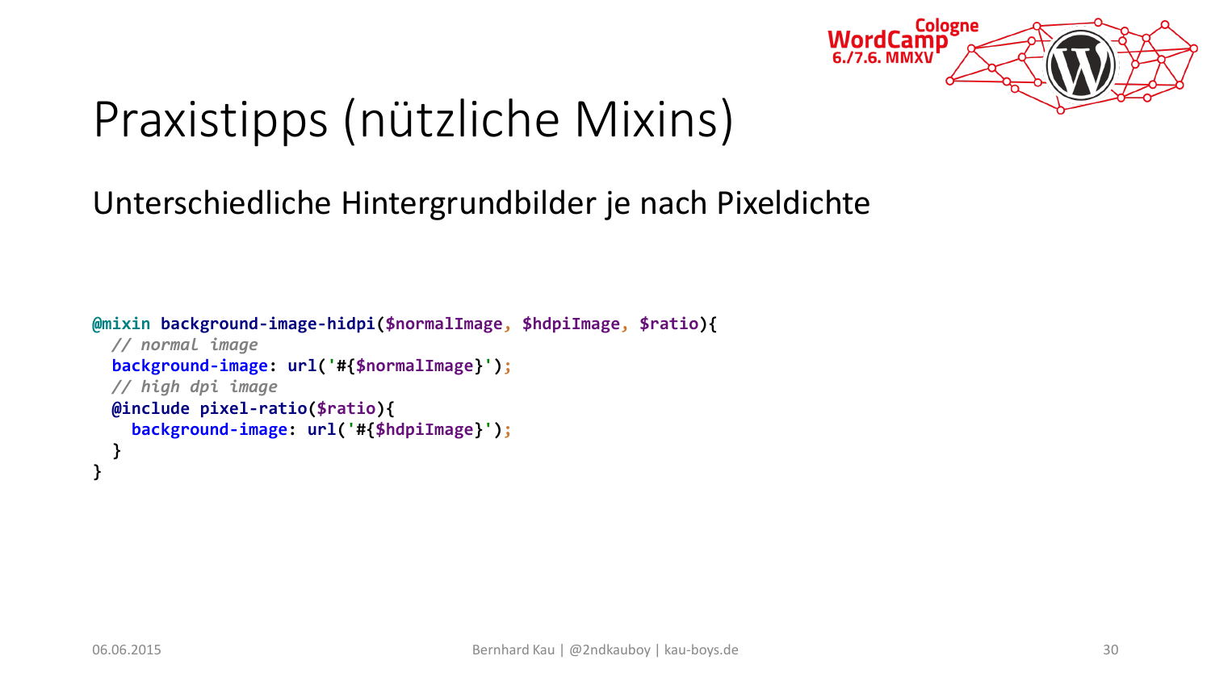# Praxistipps (nützliche Mixins)

## Unterschiedliche Hintergrundbilder je nach Pixeldichte

```scss
@mixin background-image-hidpi($normalImage, $hdpiImage, $ratio){
  // normal image
  background-image: url('#{$normalImage}');
  // high dpi image
  @include pixel-ratio($ratio){
    background-image: url('#{$hdpiImage}');
  }
}
```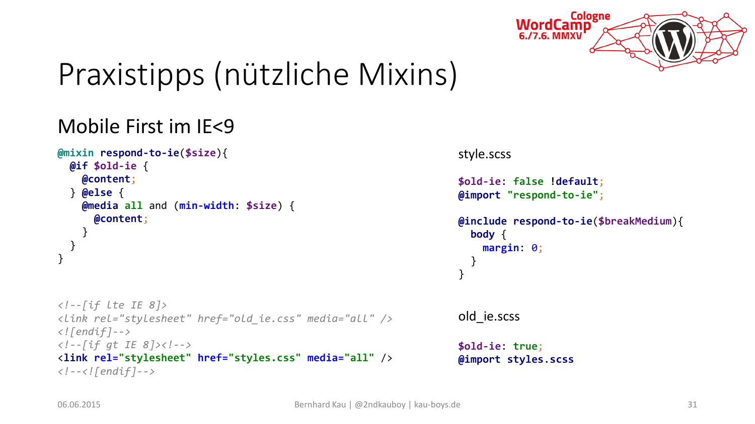# Praxistipps (nützliche Mixins)

## Mobile First im IE<9

```scss
@mixin respond-to-ie($size){
  @if $old-ie {
    @content;
  } @else {
    @media all and (min-width: $size) {
      @content;
    }
  }
}
```

```html
<!--[if lte IE 8]>
<link rel="stylesheet" href="old_ie.css" media="all" />
<![endif]-->
<!--[if gt IE 8]><!-->
<link rel="stylesheet" href="styles.css" media="all" />
<!--<![endif]-->
```

style.scss

```scss
$old-ie: false !default;
@import "respond-to-ie";

@include respond-to-ie($breakMedium){
  body {
    margin: 0;
  }
}
```

old_ie.scss

```scss
$old-ie: true;
@import styles.scss
```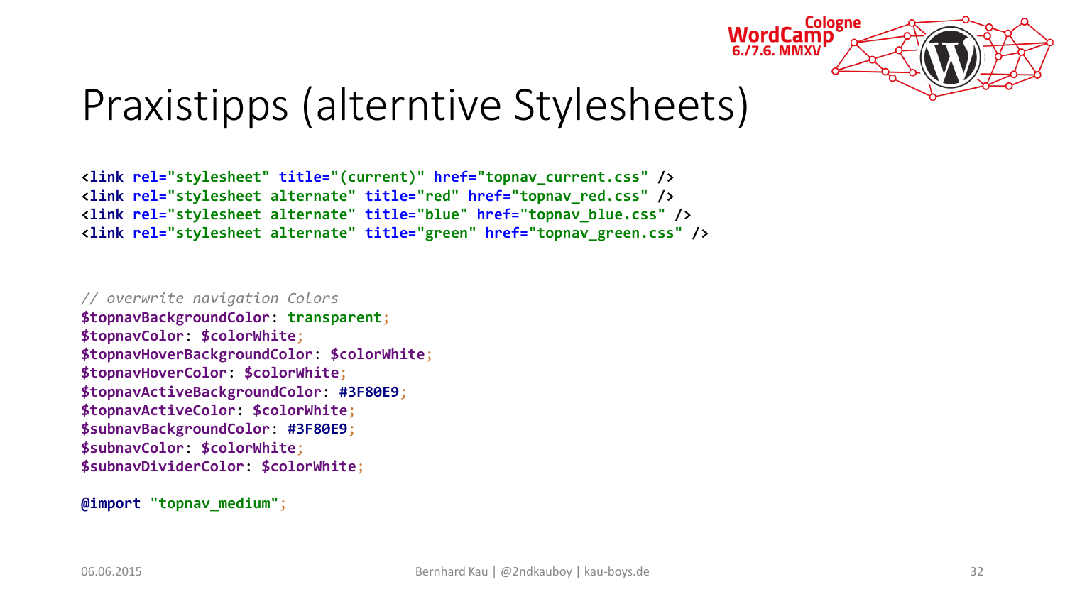# Praxistipps (alterntive Stylesheets)

```
<link rel="stylesheet" title="(current)" href="topnav_current.css" />
<link rel="stylesheet alternate" title="red" href="topnav_red.css" />
<link rel="stylesheet alternate" title="blue" href="topnav_blue.css" />
<link rel="stylesheet alternate" title="green" href="topnav_green.css" />
```

```
// overwrite navigation Colors
$topnavBackgroundColor: transparent;
$topnavColor: $colorWhite;
$topnavHoverBackgroundColor: $colorWhite;
$topnavHoverColor: $colorWhite;
$topnavActiveBackgroundColor: #3F80E9;
$topnavActiveColor: $colorWhite;
$subnavBackgroundColor: #3F80E9;
$subnavColor: $colorWhite;
$subnavDividerColor: $colorWhite;

@import "topnav_medium";
```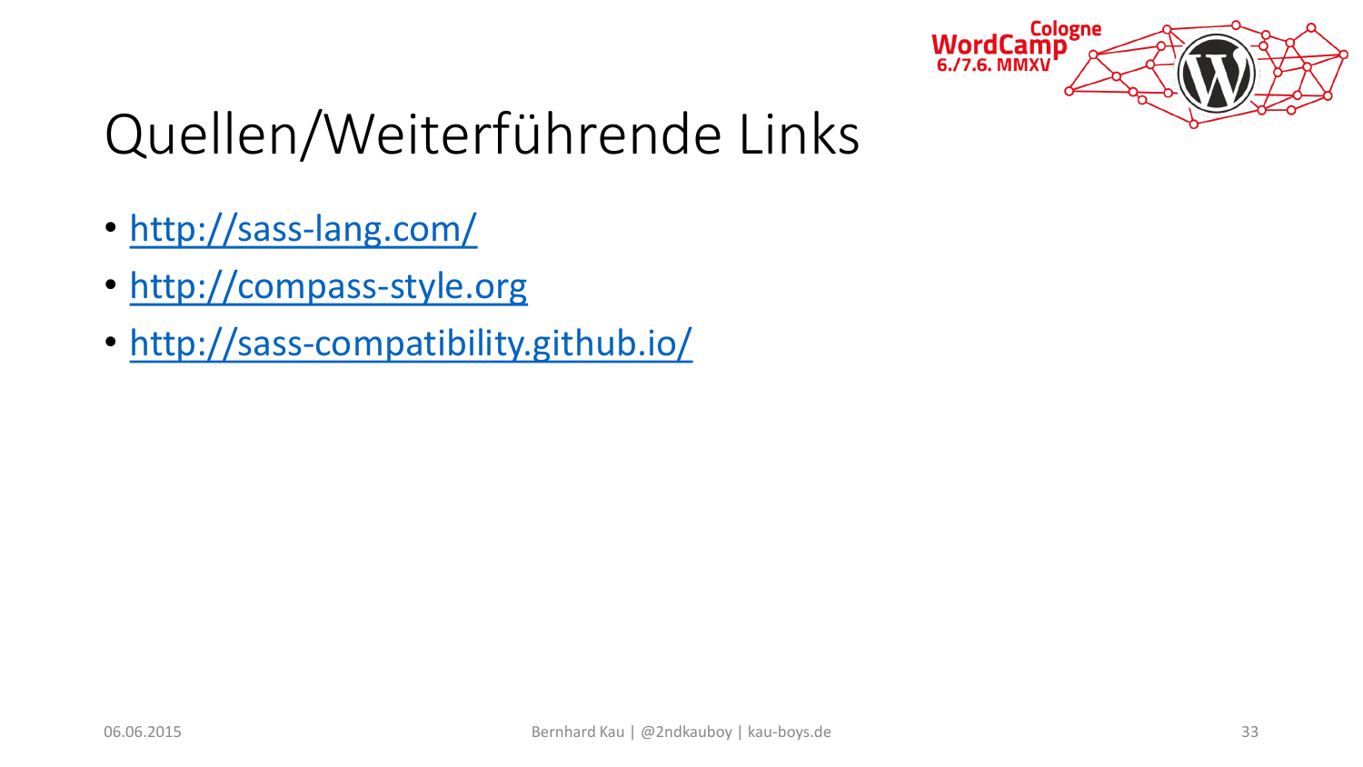# Quellen/Weiterführende Links

- http://sass-lang.com/
- http://compass-style.org
- http://sass-compatibility.github.io/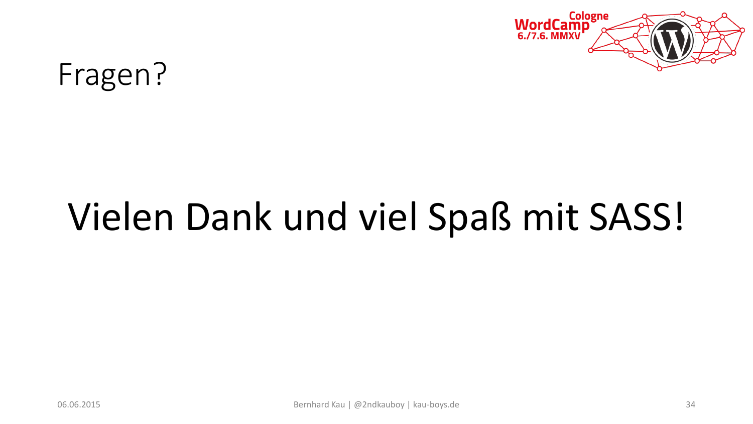# Fragen?

Vielen Dank und viel Spaß mit SASS!